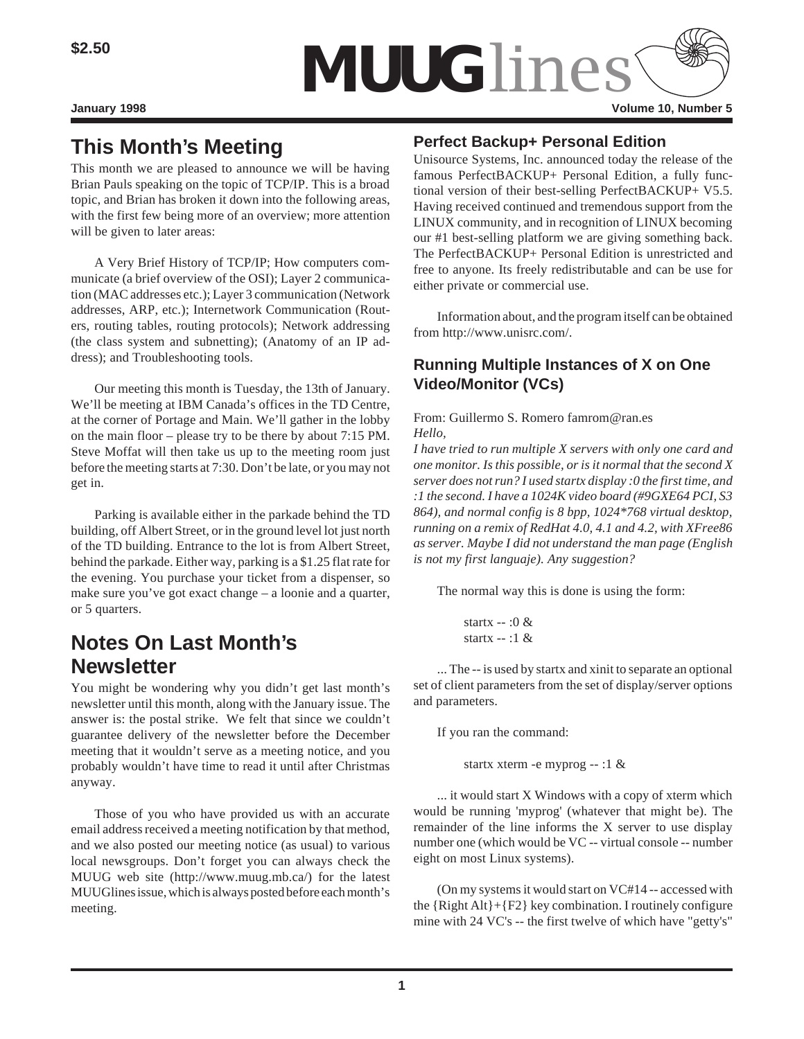$2.50

# MUUGlines

January 1998 — Volume 10, Number 5

## This Month's Meeting

This month we are pleased to announce we will be having Brian Pauls speaking on the topic of TCP/IP. This is a broad topic, and Brian has broken it down into the following areas, with the first few being more of an overview; more attention will be given to later areas:

A Very Brief History of TCP/IP; How computers communicate (a brief overview of the OSI); Layer 2 communication (MAC addresses etc.); Layer 3 communication (Network addresses, ARP, etc.); Internetwork Communication (Routers, routing tables, routing protocols); Network addressing (the class system and subnetting); (Anatomy of an IP address); and Troubleshooting tools.

Our meeting this month is Tuesday, the 13th of January. We'll be meeting at IBM Canada's offices in the TD Centre, at the corner of Portage and Main. We'll gather in the lobby on the main floor – please try to be there by about 7:15 PM. Steve Moffat will then take us up to the meeting room just before the meeting starts at 7:30. Don't be late, or you may not get in.

Parking is available either in the parkade behind the TD building, off Albert Street, or in the ground level lot just north of the TD building. Entrance to the lot is from Albert Street, behind the parkade. Either way, parking is a $1.25 flat rate for the evening. You purchase your ticket from a dispenser, so make sure you've got exact change – a loonie and a quarter, or 5 quarters.

## Notes On Last Month's Newsletter

You might be wondering why you didn't get last month's newsletter until this month, along with the January issue. The answer is: the postal strike. We felt that since we couldn't guarantee delivery of the newsletter before the December meeting that it wouldn't serve as a meeting notice, and you probably wouldn't have time to read it until after Christmas anyway.

Those of you who have provided us with an accurate email address received a meeting notification by that method, and we also posted our meeting notice (as usual) to various local newsgroups. Don't forget you can always check the MUUG web site (http://www.muug.mb.ca/) for the latest MUUGlines issue, which is always posted before each month's meeting.

### Perfect Backup+ Personal Edition

Unisource Systems, Inc. announced today the release of the famous PerfectBACKUP+ Personal Edition, a fully functional version of their best-selling PerfectBACKUP+ V5.5. Having received continued and tremendous support from the LINUX community, and in recognition of LINUX becoming our #1 best-selling platform we are giving something back. The PerfectBACKUP+ Personal Edition is unrestricted and free to anyone. Its freely redistributable and can be use for either private or commercial use.

Information about, and the program itself can be obtained from http://www.unisrc.com/.

### Running Multiple Instances of X on One Video/Monitor (VCs)

From: Guillermo S. Romero famrom@ran.es

*Hello,*

*I have tried to run multiple X servers with only one card and one monitor. Is this possible, or is it normal that the second X server does not run? I used startx display :0 the first time, and :1 the second. I have a 1024K video board (#9GXE64 PCI, S3 864), and normal config is 8 bpp, 1024\*768 virtual desktop, running on a remix of RedHat 4.0, 4.1 and 4.2, with XFree86 as server. Maybe I did not understand the man page (English is not my first languaje). Any suggestion?*

The normal way this is done is using the form:

```
startx -- :0 &
startx -- :1 &
```

... The -- is used by startx and xinit to separate an optional set of client parameters from the set of display/server options and parameters.

If you ran the command:

```
startx xterm -e myprog -- :1 &
```

... it would start X Windows with a copy of xterm which would be running 'myprog' (whatever that might be). The remainder of the line informs the X server to use display number one (which would be VC -- virtual console -- number eight on most Linux systems).

(On my systems it would start on VC#14 -- accessed with the {Right Alt}+{F2} key combination. I routinely configure mine with 24 VC's -- the first twelve of which have "getty's"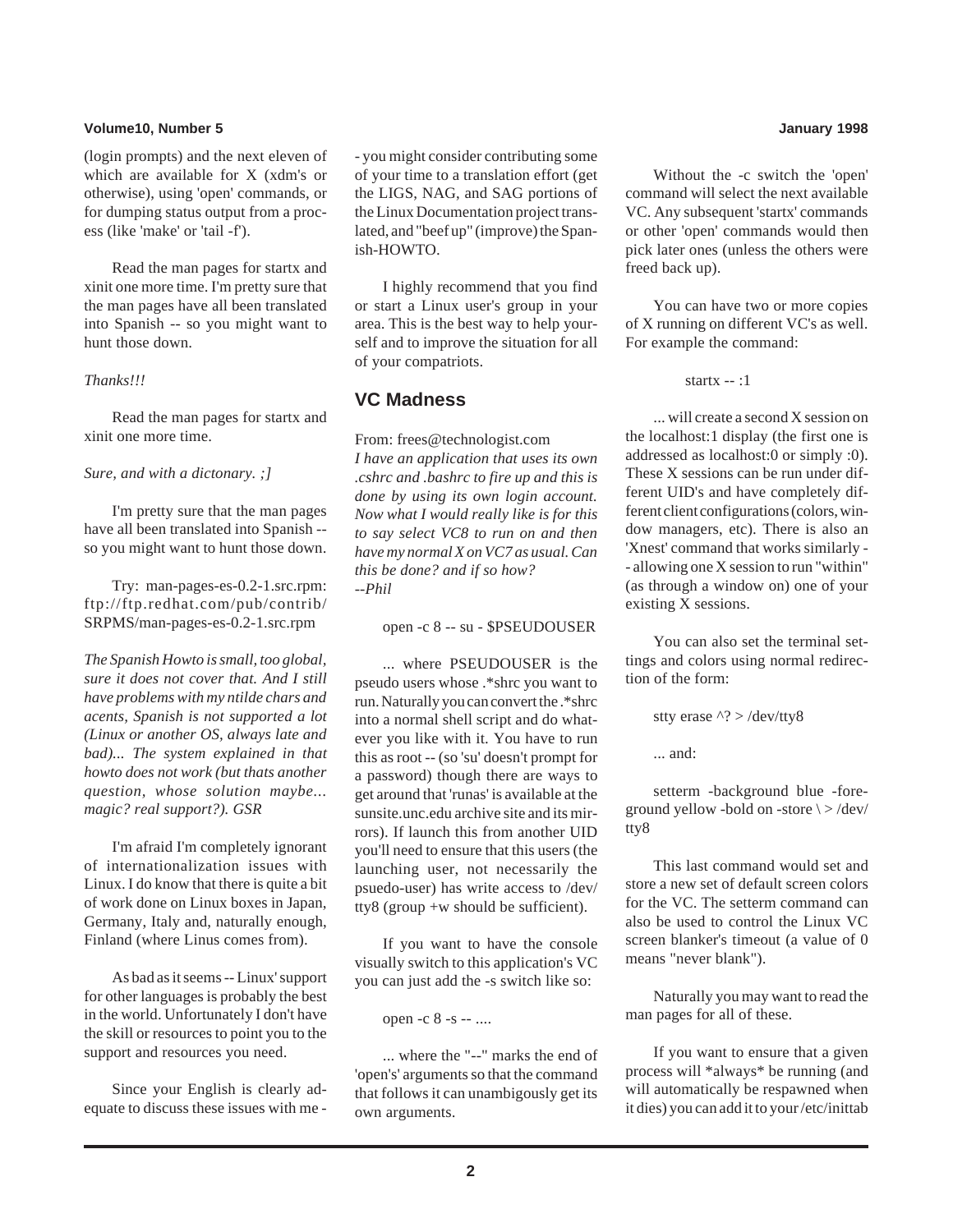(login prompts) and the next eleven of which are available for X (xdm's or otherwise), using 'open' commands, or for dumping status output from a process (like 'make' or 'tail -f').

Read the man pages for startx and xinit one more time. I'm pretty sure that the man pages have all been translated into Spanish -- so you might want to hunt those down.

*Thanks!!!*

Read the man pages for startx and xinit one more time.

*Sure, and with a dictonary. ;]*

I'm pretty sure that the man pages have all been translated into Spanish -- so you might want to hunt those down.

Try: man-pages-es-0.2-1.src.rpm: ftp://ftp.redhat.com/pub/contrib/SRPMS/man-pages-es-0.2-1.src.rpm

*The Spanish Howto is small, too global, sure it does not cover that. And I still have problems with my ntilde chars and acents, Spanish is not supported a lot (Linux or another OS, always late and bad)... The system explained in that howto does not work (but thats another question, whose solution maybe... magic? real support?). GSR*

I'm afraid I'm completely ignorant of internationalization issues with Linux. I do know that there is quite a bit of work done on Linux boxes in Japan, Germany, Italy and, naturally enough, Finland (where Linus comes from).

As bad as it seems -- Linux' support for other languages is probably the best in the world. Unfortunately I don't have the skill or resources to point you to the support and resources you need.

Since your English is clearly adequate to discuss these issues with me - - you might consider contributing some of your time to a translation effort (get the LIGS, NAG, and SAG portions of the Linux Documentation project translated, and "beef up" (improve) the Spanish-HOWTO.

I highly recommend that you find or start a Linux user's group in your area. This is the best way to help yourself and to improve the situation for all of your compatriots.

## VC Madness

From: frees@technologist.com

*I have an application that uses its own .cshrc and .bashrc to fire up and this is done by using its own login account. Now what I would really like is for this to say select VC8 to run on and then have my normal X on VC7 as usual. Can this be done? and if so how?*
*--Phil*

```
open -c 8 -- su - $PSEUDOUSER
```

... where PSEUDOUSER is the pseudo users whose .*shrc you want to run. Naturally you can convert the .*shrc into a normal shell script and do whatever you like with it. You have to run this as root -- (so 'su' doesn't prompt for a password) though there are ways to get around that 'runas' is available at the sunsite.unc.edu archive site and its mirrors). If launch this from another UID you'll need to ensure that this users (the launching user, not necessarily the psuedo-user) has write access to /dev/tty8 (group +w should be sufficient).

If you want to have the console visually switch to this application's VC you can just add the -s switch like so:

```
open -c 8 -s -- ....
```

... where the "--" marks the end of 'open's' arguments so that the command that follows it can unambigously get its own arguments.

Without the -c switch the 'open' command will select the next available VC. Any subsequent 'startx' commands or other 'open' commands would then pick later ones (unless the others were freed back up).

You can have two or more copies of X running on different VC's as well. For example the command:

```
startx -- :1
```

... will create a second X session on the localhost:1 display (the first one is addressed as localhost:0 or simply :0). These X sessions can be run under different UID's and have completely different client configurations (colors, window managers, etc). There is also an 'Xnest' command that works similarly -- allowing one X session to run "within" (as through a window on) one of your existing X sessions.

You can also set the terminal settings and colors using normal redirection of the form:

```
stty erase ^? > /dev/tty8
```

... and:

```
setterm -background blue -foreground yellow -bold on -store \ > /dev/tty8
```

This last command would set and store a new set of default screen colors for the VC. The setterm command can also be used to control the Linux VC screen blanker's timeout (a value of 0 means "never blank").

Naturally you may want to read the man pages for all of these.

If you want to ensure that a given process will *always* be running (and will automatically be respawned when it dies) you can add it to your /etc/inittab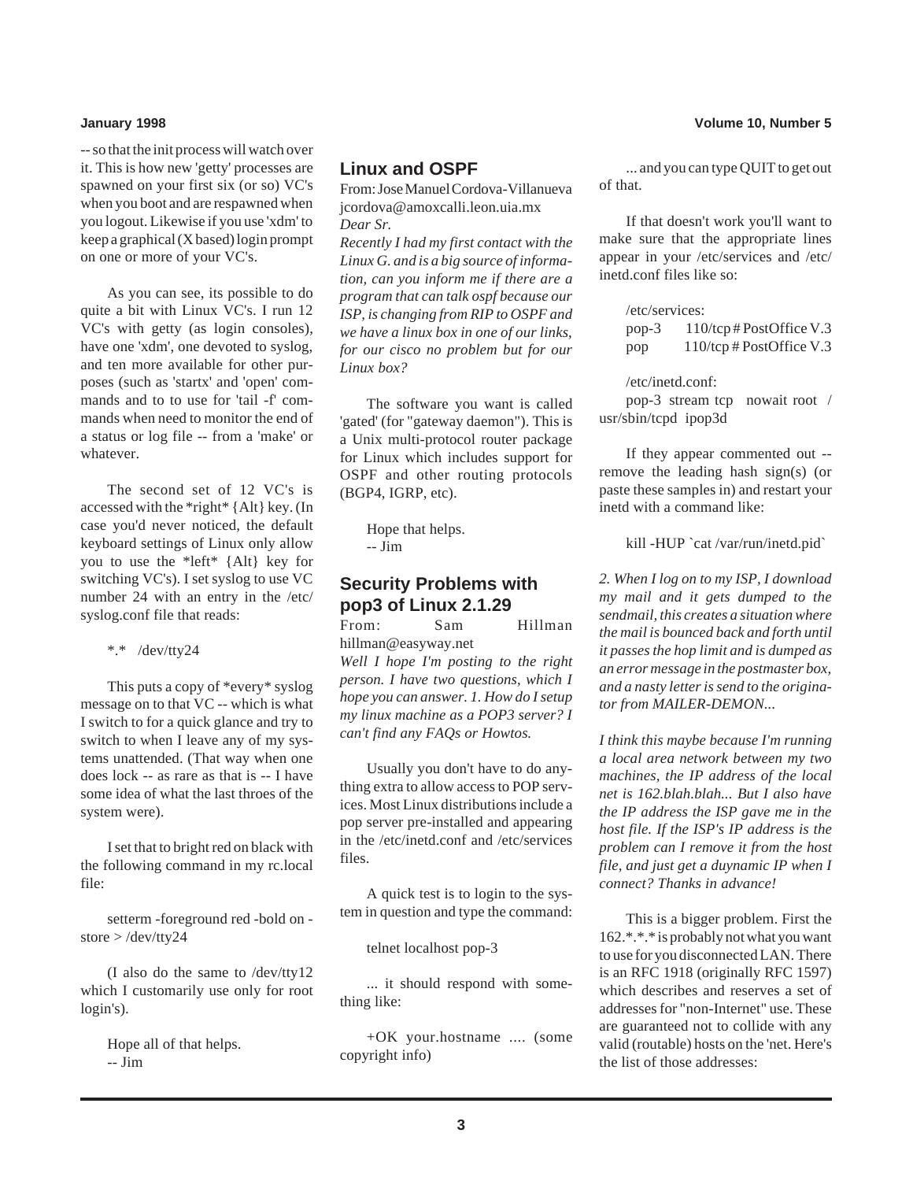-- so that the init process will watch over it. This is how new 'getty' processes are spawned on your first six (or so) VC's when you boot and are respawned when you logout. Likewise if you use 'xdm' to keep a graphical (X based) login prompt on one or more of your VC's.

As you can see, its possible to do quite a bit with Linux VC's. I run 12 VC's with getty (as login consoles), have one 'xdm', one devoted to syslog, and ten more available for other purposes (such as 'startx' and 'open' commands and to to use for 'tail -f' commands when need to monitor the end of a status or log file -- from a 'make' or whatever.

The second set of 12 VC's is accessed with the *right* {Alt} key. (In case you'd never noticed, the default keyboard settings of Linux only allow you to use the *left* {Alt} key for switching VC's). I set syslog to use VC number 24 with an entry in the /etc/syslog.conf file that reads:

```
*.*   /dev/tty24
```

This puts a copy of *every* syslog message on to that VC -- which is what I switch to for a quick glance and try to switch to when I leave any of my systems unattended. (That way when one does lock -- as rare as that is -- I have some idea of what the last throes of the system were).

I set that to bright red on black with the following command in my rc.local file:

```
setterm -foreground red -bold on -store > /dev/tty24
```

(I also do the same to /dev/tty12 which I customarily use only for root login's).

Hope all of that helps.
-- Jim

## Linux and OSPF

From: Jose Manuel Cordova-Villanueva jcordova@amoxcalli.leon.uia.mx

*Dear Sr.*

*Recently I had my first contact with the Linux G. and is a big source of information, can you inform me if there are a program that can talk ospf because our ISP, is changing from RIP to OSPF and we have a linux box in one of our links, for our cisco no problem but for our Linux box?*

The software you want is called 'gated' (for "gateway daemon"). This is a Unix multi-protocol router package for Linux which includes support for OSPF and other routing protocols (BGP4, IGRP, etc).

Hope that helps.
-- Jim

## Security Problems with pop3 of Linux 2.1.29

From: Sam Hillman hillman@easyway.net

*Well I hope I'm posting to the right person. I have two questions, which I hope you can answer. 1. How do I setup my linux machine as a POP3 server? I can't find any FAQs or Howtos.*

Usually you don't have to do anything extra to allow access to POP services. Most Linux distributions include a pop server pre-installed and appearing in the /etc/inetd.conf and /etc/services files.

A quick test is to login to the system in question and type the command:

```
telnet localhost pop-3
```

... it should respond with something like:

```
+OK your.hostname .... (some copyright info)
```

... and you can type QUIT to get out of that.

If that doesn't work you'll want to make sure that the appropriate lines appear in your /etc/services and /etc/inetd.conf files like so:

```
/etc/services:
pop-3    110/tcp # PostOffice V.3
pop      110/tcp # PostOffice V.3

/etc/inetd.conf:
pop-3 stream tcp   nowait root  /usr/sbin/tcpd  ipop3d
```

If they appear commented out -- remove the leading hash sign(s) (or paste these samples in) and restart your inetd with a command like:

```
kill -HUP `cat /var/run/inetd.pid`
```

*2. When I log on to my ISP, I download my mail and it gets dumped to the sendmail, this creates a situation where the mail is bounced back and forth until it passes the hop limit and is dumped as an error message in the postmaster box, and a nasty letter is send to the originator from MAILER-DEMON...*

*I think this maybe because I'm running a local area network between my two machines, the IP address of the local net is 162.blah.blah... But I also have the IP address the ISP gave me in the host file. If the ISP's IP address is the problem can I remove it from the host file, and just get a duynamic IP when I connect? Thanks in advance!*

This is a bigger problem. First the 162.*.*.* is probably not what you want to use for you disconnected LAN. There is an RFC 1918 (originally RFC 1597) which describes and reserves a set of addresses for "non-Internet" use. These are guaranteed not to collide with any valid (routable) hosts on the 'net. Here's the list of those addresses: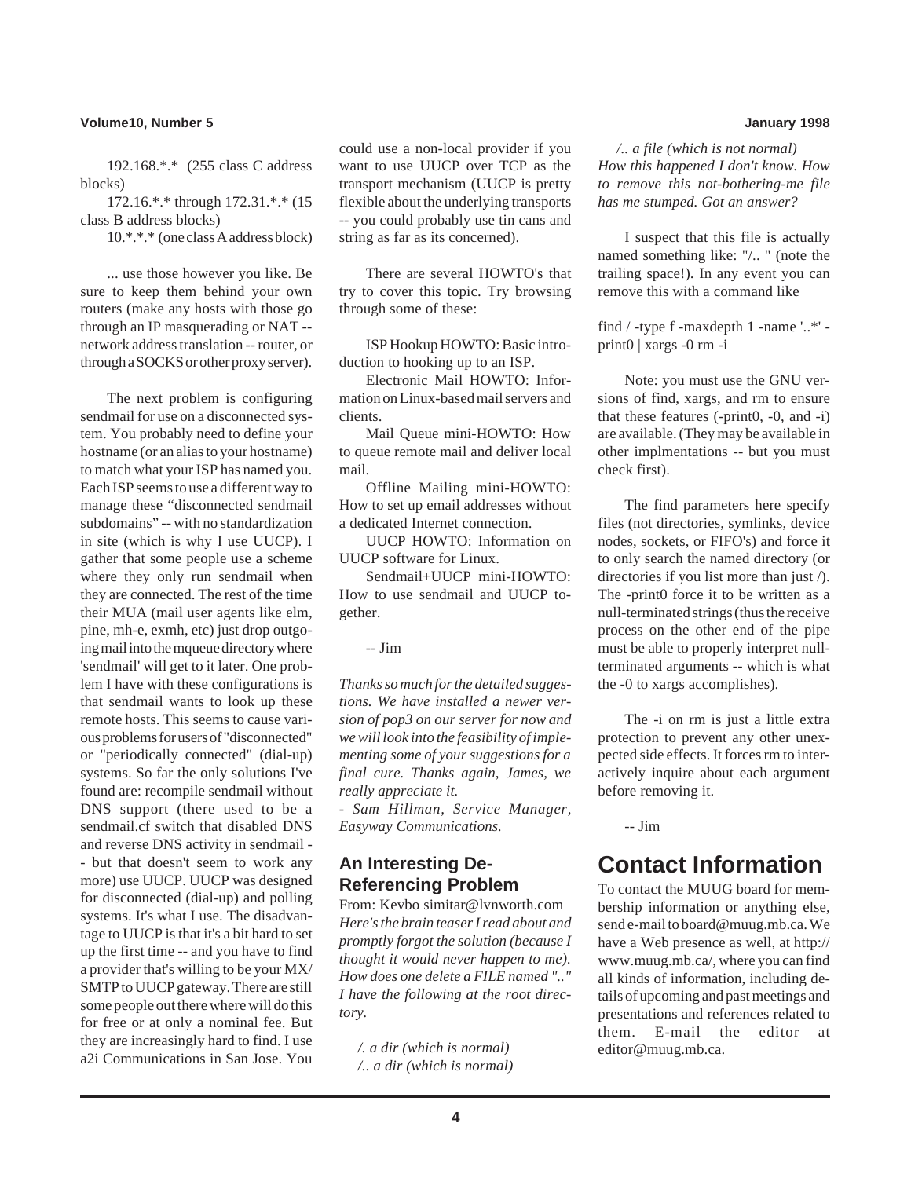192.168.*.* (255 class C address blocks)

172.16.*.* through 172.31.*.* (15 class B address blocks)

10.*.*.* (one class A address block)

... use those however you like. Be sure to keep them behind your own routers (make any hosts with those go through an IP masquerading or NAT -- network address translation -- router, or through a SOCKS or other proxy server).

The next problem is configuring sendmail for use on a disconnected system. You probably need to define your hostname (or an alias to your hostname) to match what your ISP has named you. Each ISP seems to use a different way to manage these "disconnected sendmail subdomains" -- with no standardization in site (which is why I use UUCP). I gather that some people use a scheme where they only run sendmail when they are connected. The rest of the time their MUA (mail user agents like elm, pine, mh-e, exmh, etc) just drop outgoing mail into the mqueue directory where 'sendmail' will get to it later. One problem I have with these configurations is that sendmail wants to look up these remote hosts. This seems to cause various problems for users of "disconnected" or "periodically connected" (dial-up) systems. So far the only solutions I've found are: recompile sendmail without DNS support (there used to be a sendmail.cf switch that disabled DNS and reverse DNS activity in sendmail -- but that doesn't seem to work any more) use UUCP. UUCP was designed for disconnected (dial-up) and polling systems. It's what I use. The disadvantage to UUCP is that it's a bit hard to set up the first time -- and you have to find a provider that's willing to be your MX/SMTP to UUCP gateway. There are still some people out there where will do this for free or at only a nominal fee. But they are increasingly hard to find. I use a2i Communications in San Jose. You could use a non-local provider if you want to use UUCP over TCP as the transport mechanism (UUCP is pretty flexible about the underlying transports -- you could probably use tin cans and string as far as its concerned).

There are several HOWTO's that try to cover this topic. Try browsing through some of these:

ISP Hookup HOWTO: Basic introduction to hooking up to an ISP.

Electronic Mail HOWTO: Information on Linux-based mail servers and clients.

Mail Queue mini-HOWTO: How to queue remote mail and deliver local mail.

Offline Mailing mini-HOWTO: How to set up email addresses without a dedicated Internet connection.

UUCP HOWTO: Information on UUCP software for Linux.

Sendmail+UUCP mini-HOWTO: How to use sendmail and UUCP together.

-- Jim

*Thanks so much for the detailed suggestions. We have installed a newer version of pop3 on our server for now and we will look into the feasibility of implementing some of your suggestions for a final cure. Thanks again, James, we really appreciate it.*

*- Sam Hillman, Service Manager, Easyway Communications.*

## An Interesting De-Referencing Problem

From: Kevbo simitar@lvnworth.com

*Here's the brain teaser I read about and promptly forgot the solution (because I thought it would never happen to me). How does one delete a FILE named ".." I have the following at the root directory.*

*/. a dir (which is normal)*

*/.. a dir (which is normal)*

*/.. a file (which is not normal)*

*How this happened I don't know. How to remove this not-bothering-me file has me stumped. Got an answer?*

I suspect that this file is actually named something like: "/.. " (note the trailing space!). In any event you can remove this with a command like

```
find / -type f -maxdepth 1 -name '..*' -print0 | xargs -0 rm -i
```

Note: you must use the GNU versions of find, xargs, and rm to ensure that these features (-print0, -0, and -i) are available. (They may be available in other implmentations -- but you must check first).

The find parameters here specify files (not directories, symlinks, device nodes, sockets, or FIFO's) and force it to only search the named directory (or directories if you list more than just /). The -print0 force it to be written as a null-terminated strings (thus the receive process on the other end of the pipe must be able to properly interpret null-terminated arguments -- which is what the -0 to xargs accomplishes).

The -i on rm is just a little extra protection to prevent any other unexpected side effects. It forces rm to interactively inquire about each argument before removing it.

-- Jim

# Contact Information

To contact the MUUG board for membership information or anything else, send e-mail to board@muug.mb.ca. We have a Web presence as well, at http://www.muug.mb.ca/, where you can find all kinds of information, including details of upcoming and past meetings and presentations and references related to them. E-mail the editor at editor@muug.mb.ca.